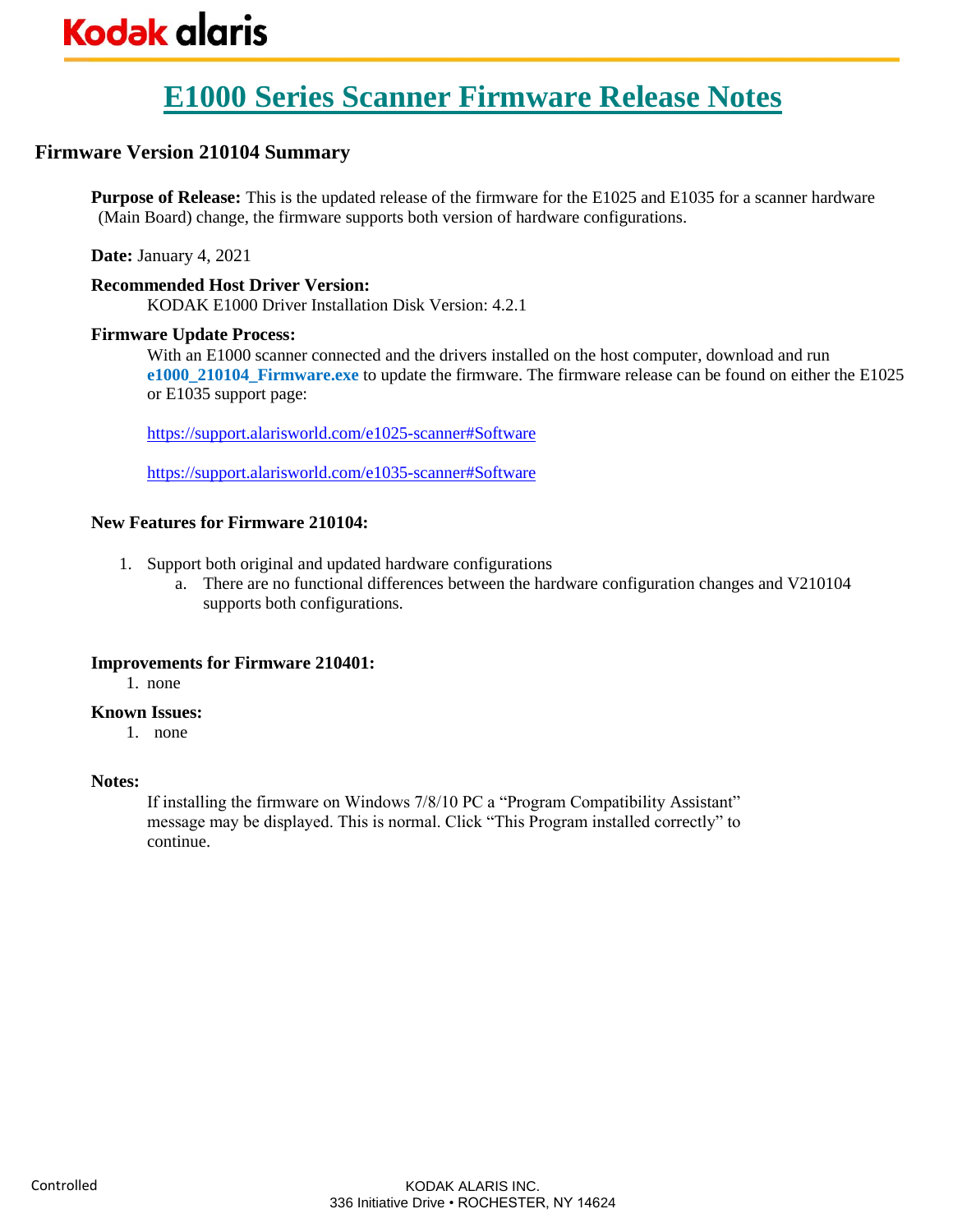# E1000 Series Scanner Firmware Release Notes

## Firmware Version 210104 Summary

**Purpose of Release:** This is the updated release of the firmware for the E1025 and E1035 for a scanner hardware (Main Board) change, the firmware supports both version of hardware configurations.

**Date:** January 4, 2021

**Recommended Host Driver Version:**

KODAK E1000 Driver Installation Disk Version: 4.2.1

**Firmware Update Process:**

With an E1000 scanner connected and the drivers installed on the host computer, download and run **e1000_210104_Firmware.exe** to update the firmware. The firmware release can be found on either the E1025 or E1035 support page:

https://support.alarisworld.com/e1025-scanner#Software

https://support.alarisworld.com/e1035-scanner#Software

**New Features for Firmware 210104:**

1. Support both original and updated hardware configurations
   a. There are no functional differences between the hardware configuration changes and V210104 supports both configurations.

**Improvements for Firmware 210401:**

1. none

**Known Issues:**

1. none

**Notes:**

If installing the firmware on Windows 7/8/10 PC a "Program Compatibility Assistant" message may be displayed. This is normal. Click "This Program installed correctly" to continue.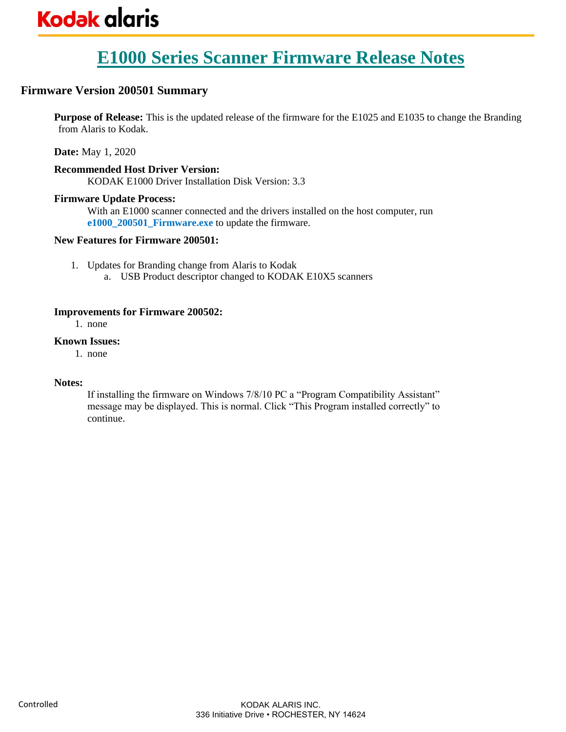# E1000 Series Scanner Firmware Release Notes

## Firmware Version 200501 Summary

**Purpose of Release:** This is the updated release of the firmware for the E1025 and E1035 to change the Branding from Alaris to Kodak.

**Date:** May 1, 2020

**Recommended Host Driver Version:**

KODAK E1000 Driver Installation Disk Version: 3.3

**Firmware Update Process:**

With an E1000 scanner connected and the drivers installed on the host computer, run **e1000_200501_Firmware.exe** to update the firmware.

**New Features for Firmware 200501:**

1. Updates for Branding change from Alaris to Kodak
   a. USB Product descriptor changed to KODAK E10X5 scanners

**Improvements for Firmware 200502:**

1. none

**Known Issues:**

1. none

**Notes:**

If installing the firmware on Windows 7/8/10 PC a "Program Compatibility Assistant" message may be displayed. This is normal. Click "This Program installed correctly" to continue.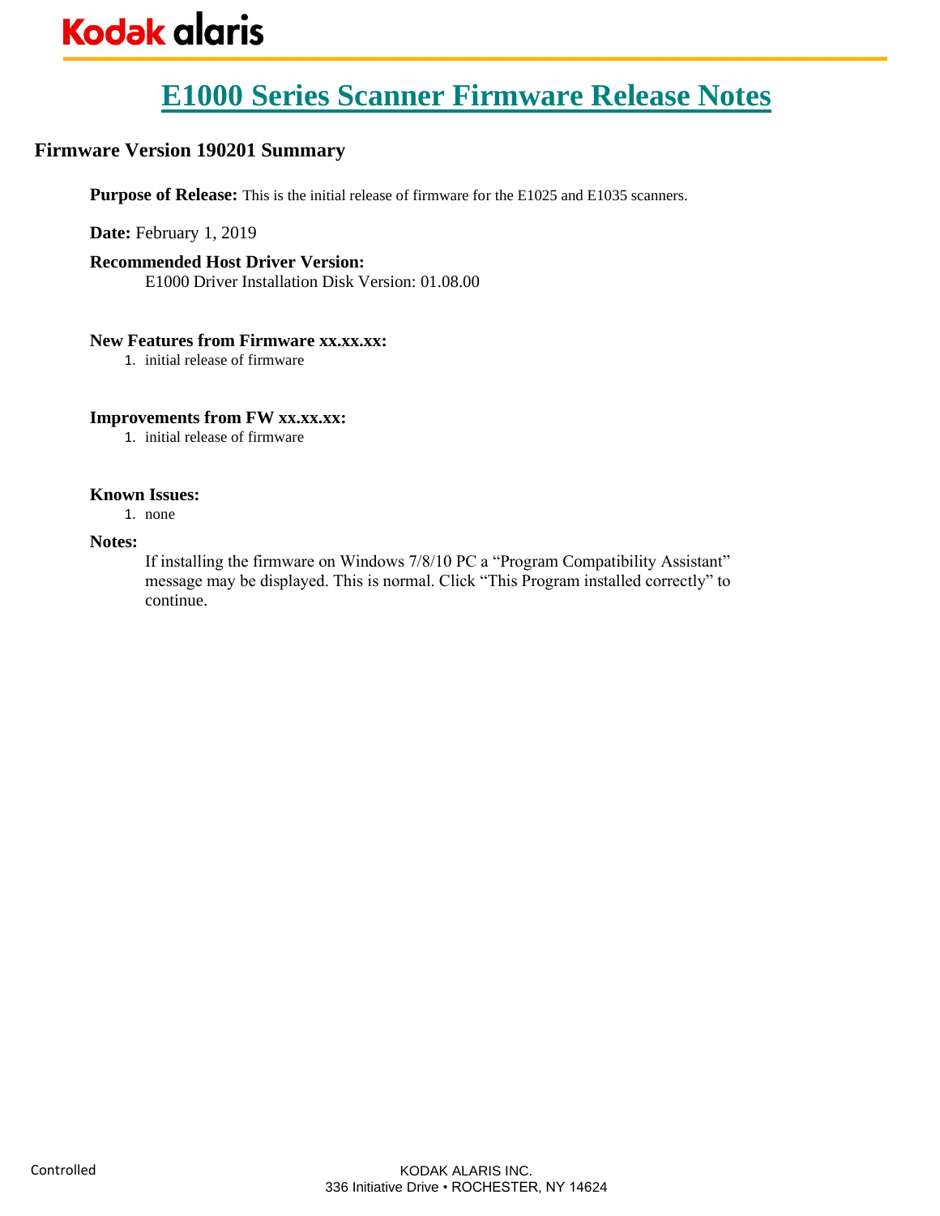# E1000 Series Scanner Firmware Release Notes

## Firmware Version 190201 Summary

**Purpose of Release:** This is the initial release of firmware for the E1025 and E1035 scanners.

**Date:** February 1, 2019

**Recommended Host Driver Version:**

E1000 Driver Installation Disk Version: 01.08.00

**New Features from Firmware xx.xx.xx:**

1. initial release of firmware

**Improvements from FW xx.xx.xx:**

1. initial release of firmware

**Known Issues:**

1. none

**Notes:**

If installing the firmware on Windows 7/8/10 PC a "Program Compatibility Assistant" message may be displayed. This is normal. Click "This Program installed correctly" to continue.